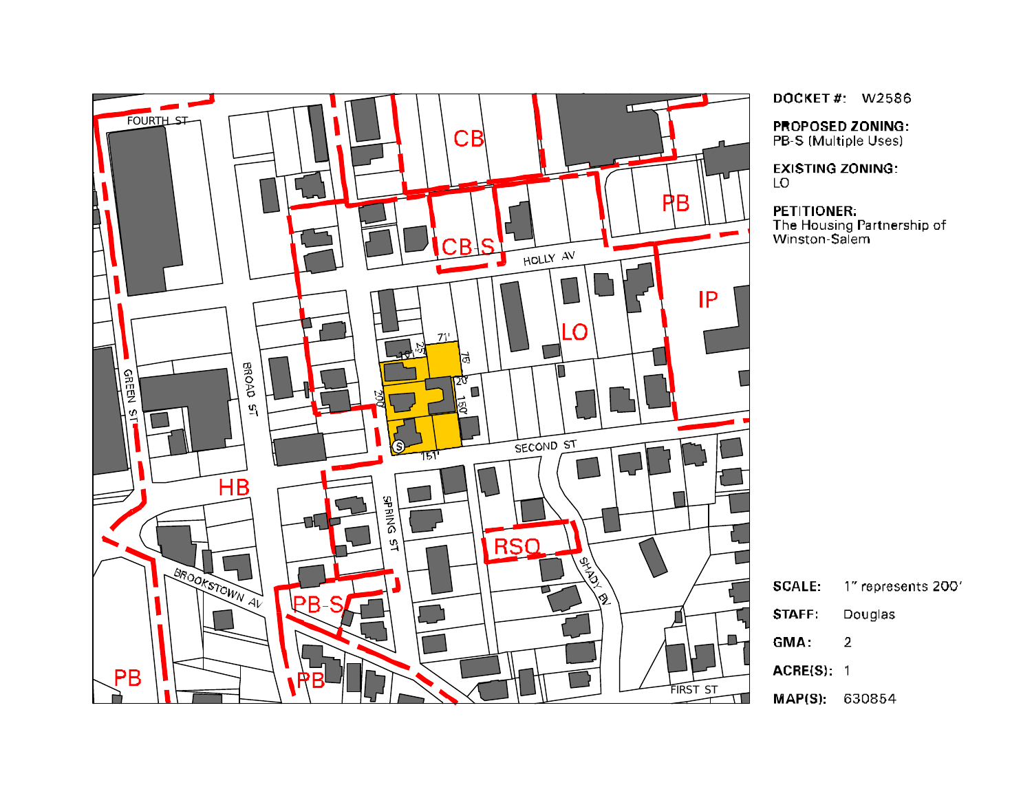**DOCKET #:** W2586

**PROPOSED ZONING:**
PB-S (Multiple Uses)

**EXISTING ZONING:**
LO

**PETITIONER:**
The Housing Partnership of Winston-Salem

**SCALE:** 1" represents 200'

**STAFF:** Douglas

**GMA:** 2

**ACRE(S):** 1

**MAP(S):** 630854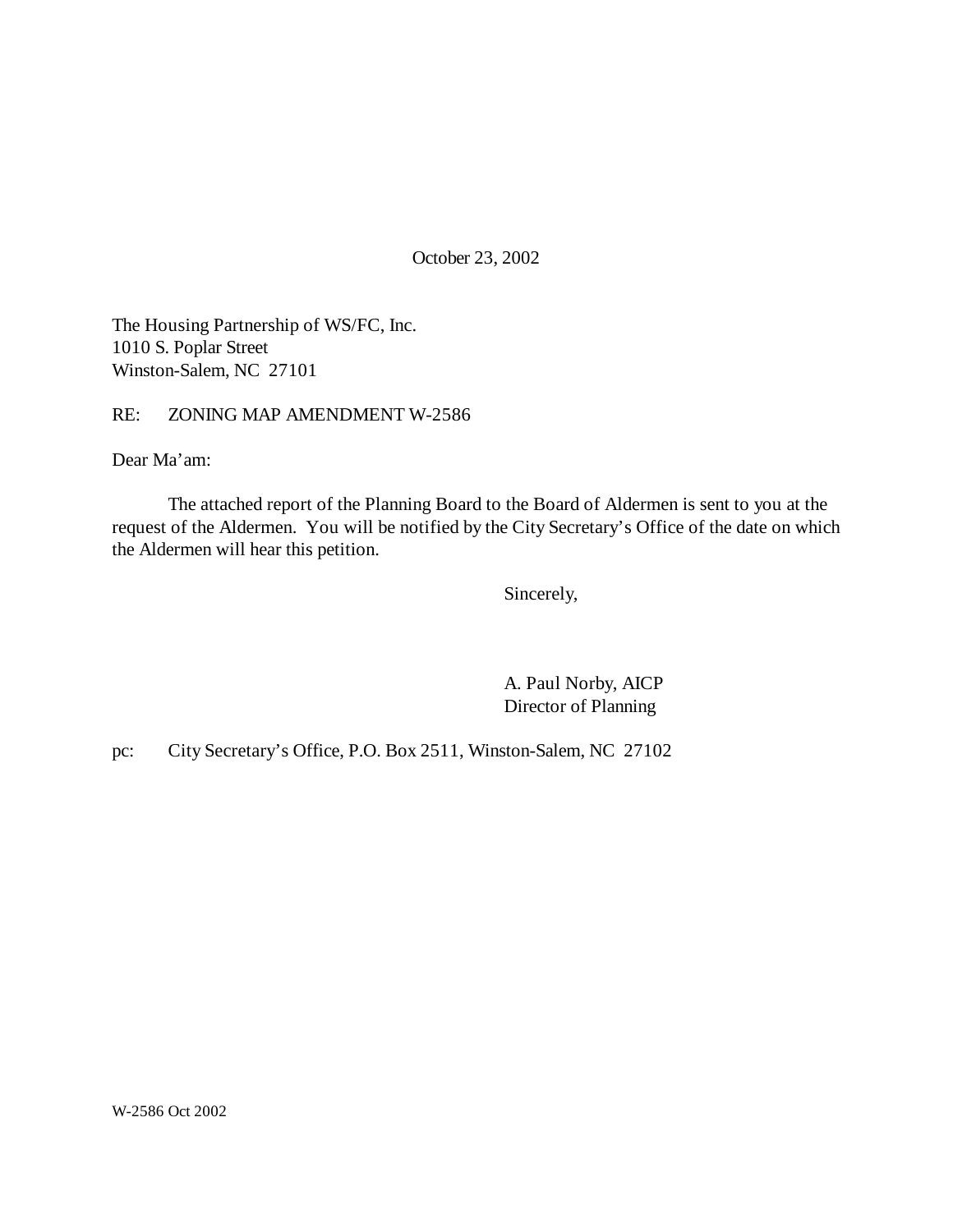October 23, 2002

The Housing Partnership of WS/FC, Inc.
1010 S. Poplar Street
Winston-Salem, NC 27101

RE: ZONING MAP AMENDMENT W-2586

Dear Ma'am:

The attached report of the Planning Board to the Board of Aldermen is sent to you at the request of the Aldermen. You will be notified by the City Secretary's Office of the date on which the Aldermen will hear this petition.

Sincerely,

A. Paul Norby, AICP
Director of Planning

pc: City Secretary's Office, P.O. Box 2511, Winston-Salem, NC 27102

W-2586 Oct 2002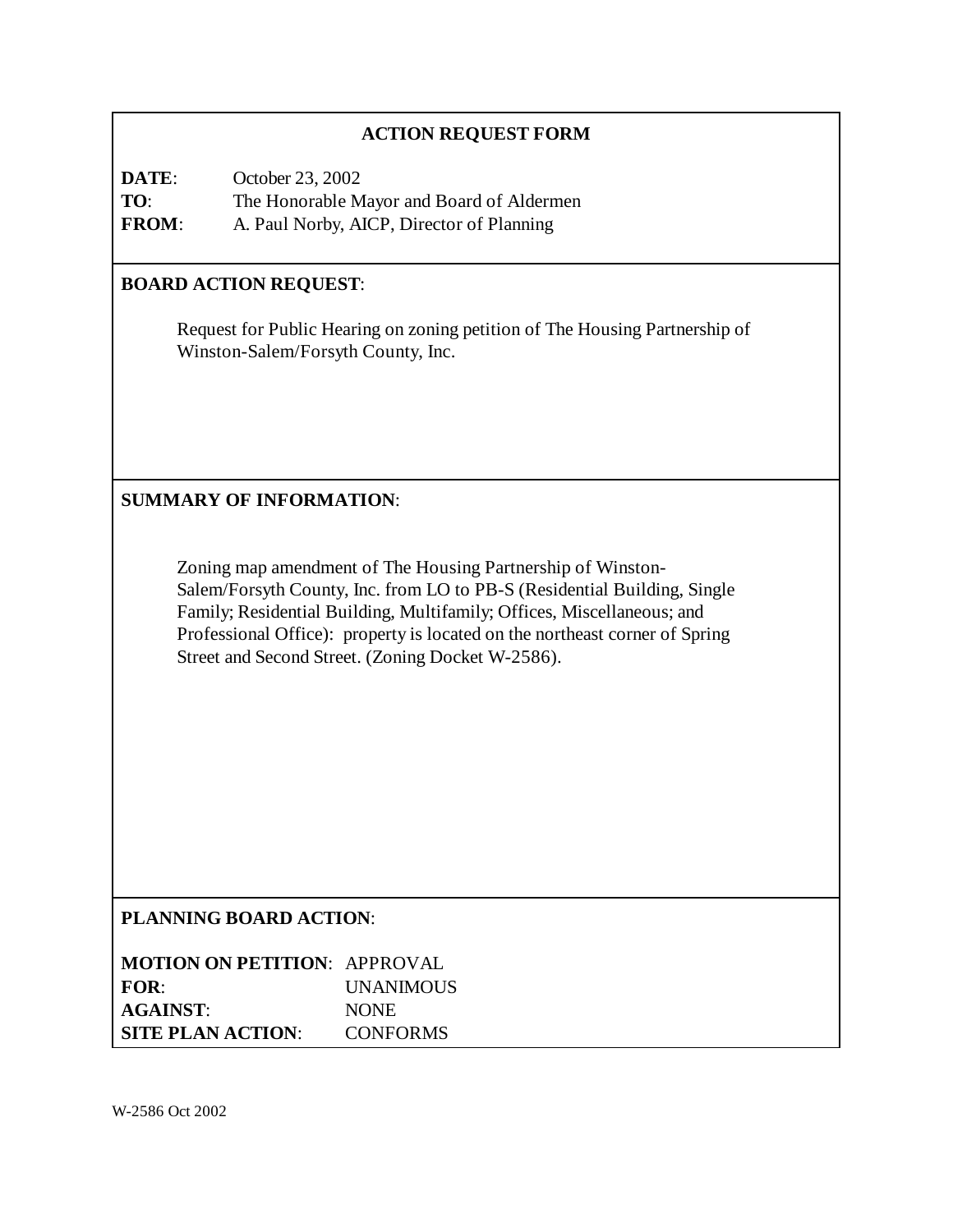## ACTION REQUEST FORM

**DATE**: October 23, 2002
**TO**: The Honorable Mayor and Board of Aldermen
**FROM**: A. Paul Norby, AICP, Director of Planning

**BOARD ACTION REQUEST**:

Request for Public Hearing on zoning petition of The Housing Partnership of Winston-Salem/Forsyth County, Inc.

**SUMMARY OF INFORMATION**:

Zoning map amendment of The Housing Partnership of Winston-Salem/Forsyth County, Inc. from LO to PB-S (Residential Building, Single Family; Residential Building, Multifamily; Offices, Miscellaneous; and Professional Office): property is located on the northeast corner of Spring Street and Second Street. (Zoning Docket W-2586).

**PLANNING BOARD ACTION**:

**MOTION ON PETITION**: APPROVAL
**FOR**: UNANIMOUS
**AGAINST**: NONE
**SITE PLAN ACTION**: CONFORMS

W-2586 Oct 2002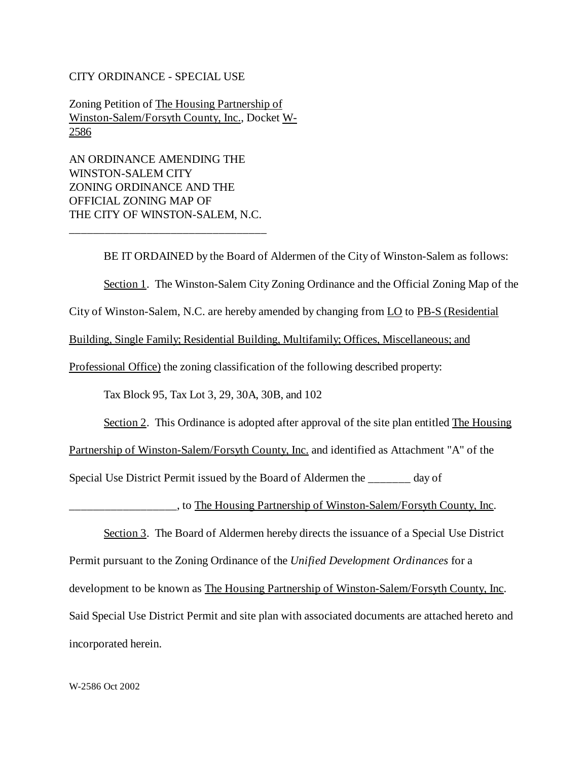CITY ORDINANCE - SPECIAL USE

Zoning Petition of The Housing Partnership of Winston-Salem/Forsyth County, Inc., Docket W-2586

AN ORDINANCE AMENDING THE
WINSTON-SALEM CITY
ZONING ORDINANCE AND THE
OFFICIAL ZONING MAP OF
THE CITY OF WINSTON-SALEM, N.C.

___________________________________

BE IT ORDAINED by the Board of Aldermen of the City of Winston-Salem as follows:

Section 1. The Winston-Salem City Zoning Ordinance and the Official Zoning Map of the City of Winston-Salem, N.C. are hereby amended by changing from LO to PB-S (Residential Building, Single Family; Residential Building, Multifamily; Offices, Miscellaneous; and Professional Office) the zoning classification of the following described property:

Tax Block 95, Tax Lot 3, 29, 30A, 30B, and 102

Section 2. This Ordinance is adopted after approval of the site plan entitled The Housing Partnership of Winston-Salem/Forsyth County, Inc. and identified as Attachment "A" of the Special Use District Permit issued by the Board of Aldermen the _______ day of __________________, to The Housing Partnership of Winston-Salem/Forsyth County, Inc.

Section 3. The Board of Aldermen hereby directs the issuance of a Special Use District Permit pursuant to the Zoning Ordinance of the *Unified Development Ordinances* for a development to be known as The Housing Partnership of Winston-Salem/Forsyth County, Inc. Said Special Use District Permit and site plan with associated documents are attached hereto and incorporated herein.

W-2586 Oct 2002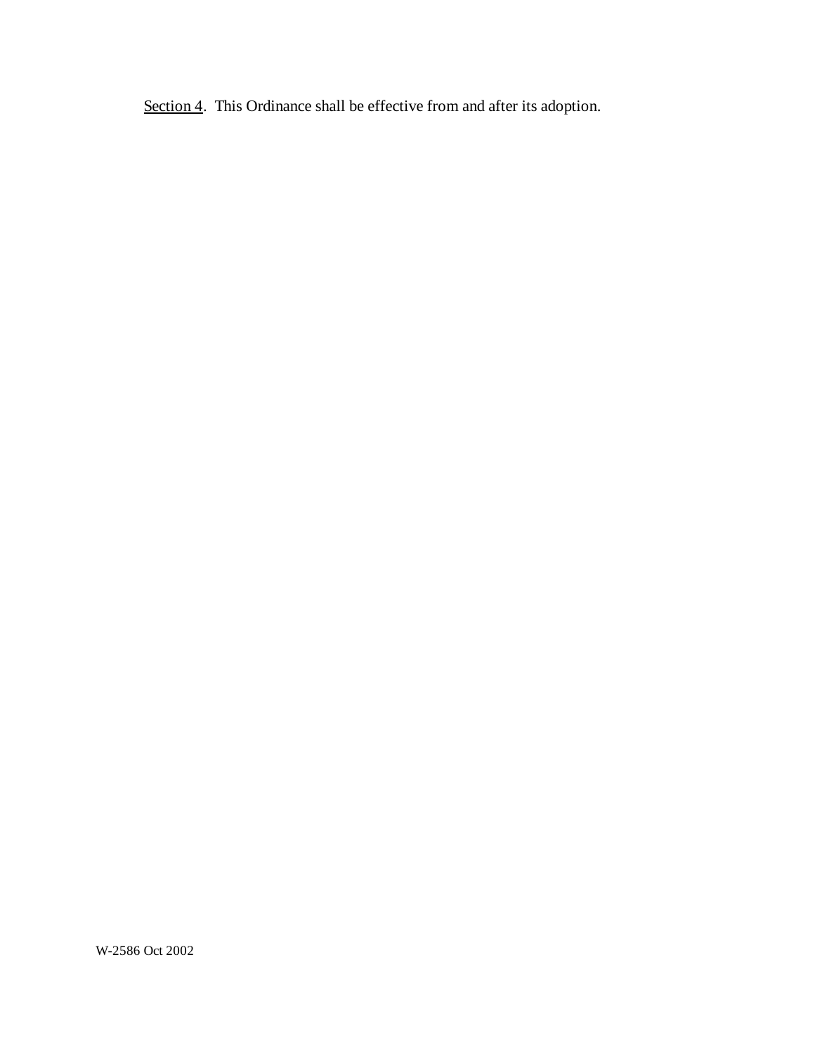Section 4. This Ordinance shall be effective from and after its adoption.

W-2586 Oct 2002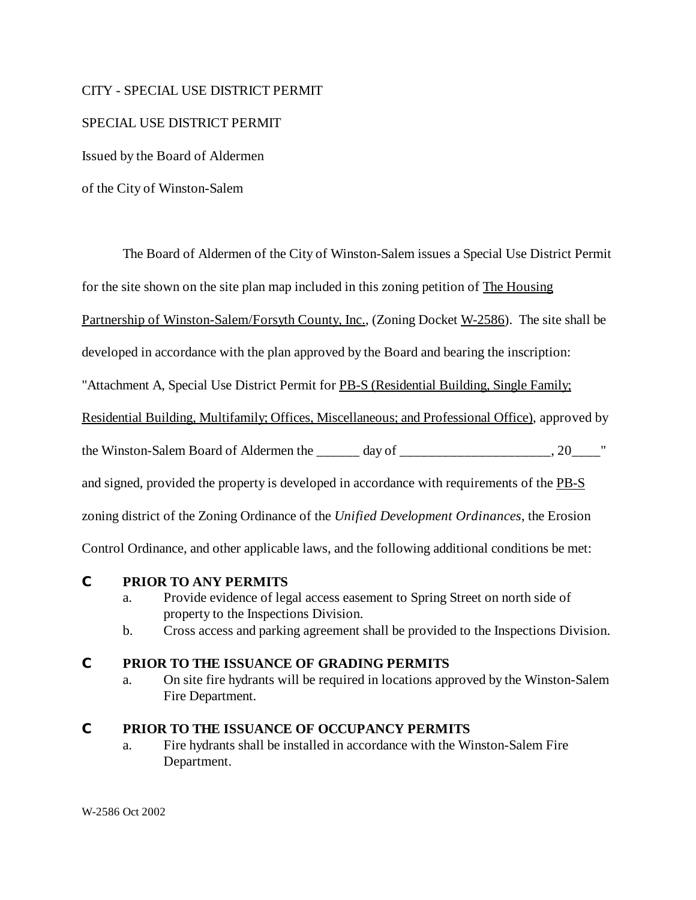CITY - SPECIAL USE DISTRICT PERMIT

SPECIAL USE DISTRICT PERMIT

Issued by the Board of Aldermen

of the City of Winston-Salem

The Board of Aldermen of the City of Winston-Salem issues a Special Use District Permit for the site shown on the site plan map included in this zoning petition of The Housing Partnership of Winston-Salem/Forsyth County, Inc., (Zoning Docket W-2586). The site shall be developed in accordance with the plan approved by the Board and bearing the inscription: "Attachment A, Special Use District Permit for PB-S (Residential Building, Single Family; Residential Building, Multifamily; Offices, Miscellaneous; and Professional Office), approved by the Winston-Salem Board of Aldermen the ______ day of ______________________, 20____" and signed, provided the property is developed in accordance with requirements of the PB-S zoning district of the Zoning Ordinance of the *Unified Development Ordinances*, the Erosion Control Ordinance, and other applicable laws, and the following additional conditions be met:

- **PRIOR TO ANY PERMITS**
    a. Provide evidence of legal access easement to Spring Street on north side of property to the Inspections Division.
    b. Cross access and parking agreement shall be provided to the Inspections Division.

- **PRIOR TO THE ISSUANCE OF GRADING PERMITS**
    a. On site fire hydrants will be required in locations approved by the Winston-Salem Fire Department.

- **PRIOR TO THE ISSUANCE OF OCCUPANCY PERMITS**
    a. Fire hydrants shall be installed in accordance with the Winston-Salem Fire Department.

W-2586 Oct 2002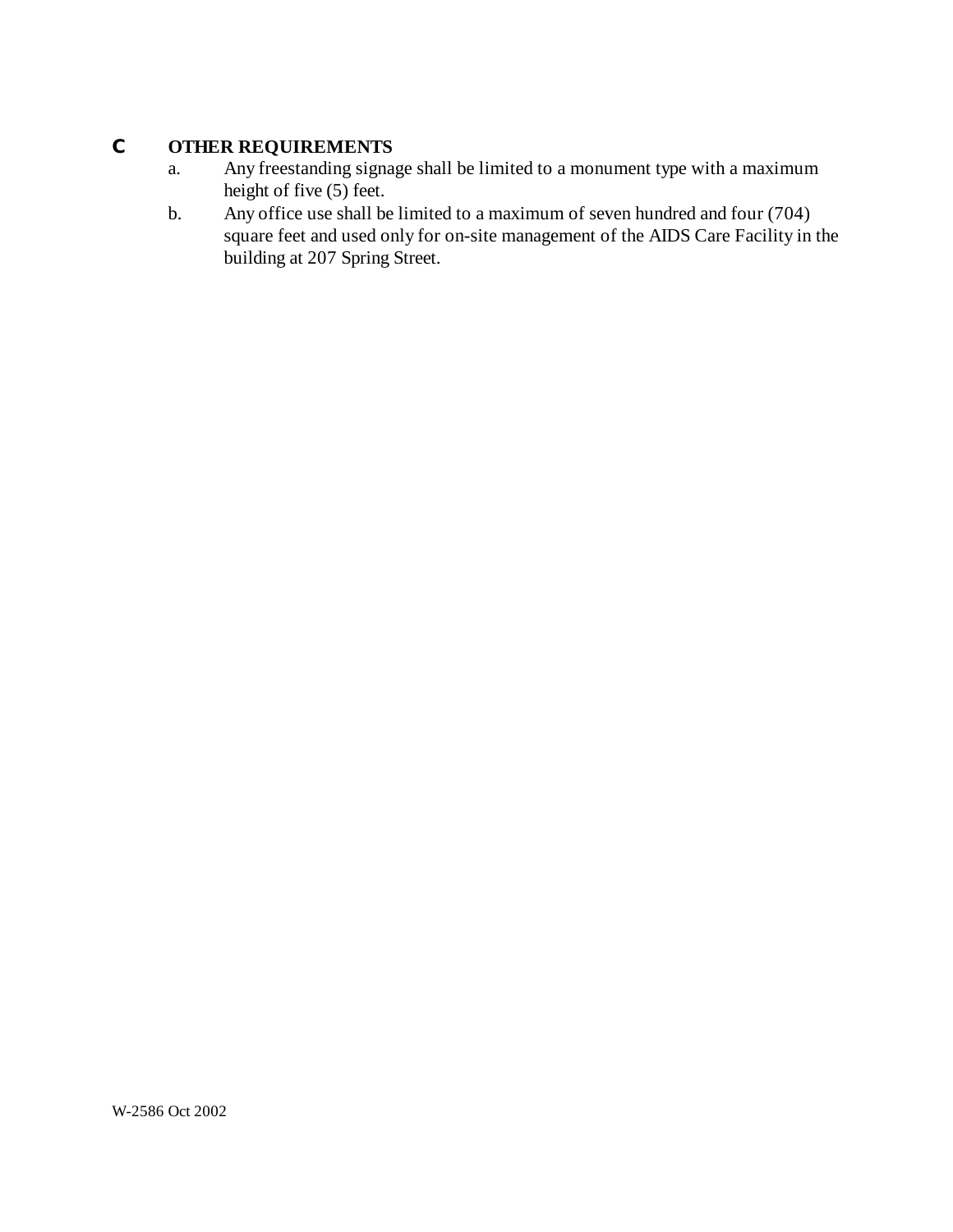## C OTHER REQUIREMENTS

a. Any freestanding signage shall be limited to a monument type with a maximum height of five (5) feet.

b. Any office use shall be limited to a maximum of seven hundred and four (704) square feet and used only for on-site management of the AIDS Care Facility in the building at 207 Spring Street.

W-2586 Oct 2002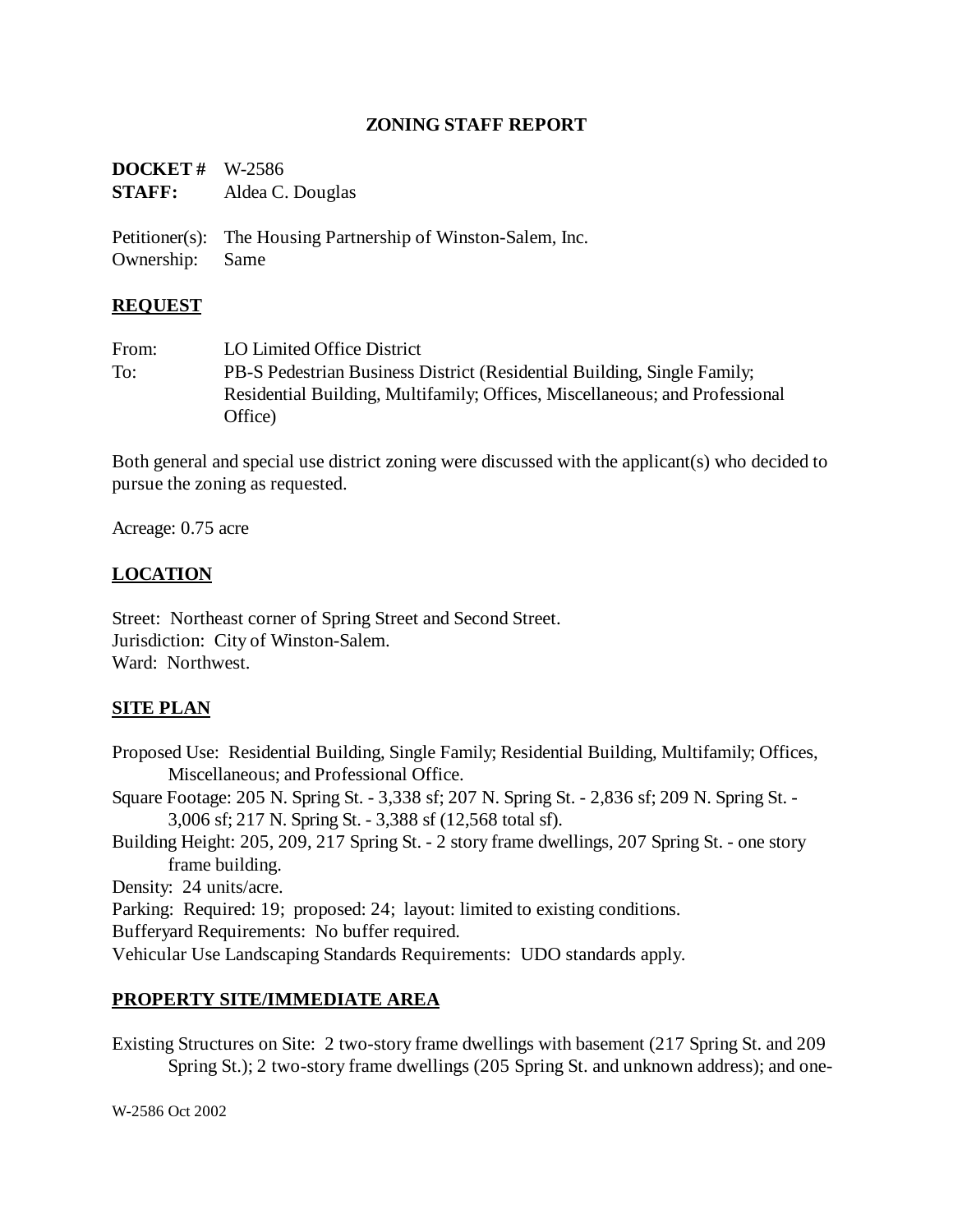# ZONING STAFF REPORT

**DOCKET #** W-2586
**STAFF:** Aldea C. Douglas

Petitioner(s): The Housing Partnership of Winston-Salem, Inc.
Ownership: Same

## REQUEST

From: LO Limited Office District
To: PB-S Pedestrian Business District (Residential Building, Single Family; Residential Building, Multifamily; Offices, Miscellaneous; and Professional Office)

Both general and special use district zoning were discussed with the applicant(s) who decided to pursue the zoning as requested.

Acreage: 0.75 acre

## LOCATION

Street: Northeast corner of Spring Street and Second Street.
Jurisdiction: City of Winston-Salem.
Ward: Northwest.

## SITE PLAN

Proposed Use: Residential Building, Single Family; Residential Building, Multifamily; Offices, Miscellaneous; and Professional Office.
Square Footage: 205 N. Spring St. - 3,338 sf; 207 N. Spring St. - 2,836 sf; 209 N. Spring St. - 3,006 sf; 217 N. Spring St. - 3,388 sf (12,568 total sf).
Building Height: 205, 209, 217 Spring St. - 2 story frame dwellings, 207 Spring St. - one story frame building.
Density: 24 units/acre.
Parking: Required: 19; proposed: 24; layout: limited to existing conditions.
Bufferyard Requirements: No buffer required.
Vehicular Use Landscaping Standards Requirements: UDO standards apply.

## PROPERTY SITE/IMMEDIATE AREA

Existing Structures on Site: 2 two-story frame dwellings with basement (217 Spring St. and 209 Spring St.); 2 two-story frame dwellings (205 Spring St. and unknown address); and one-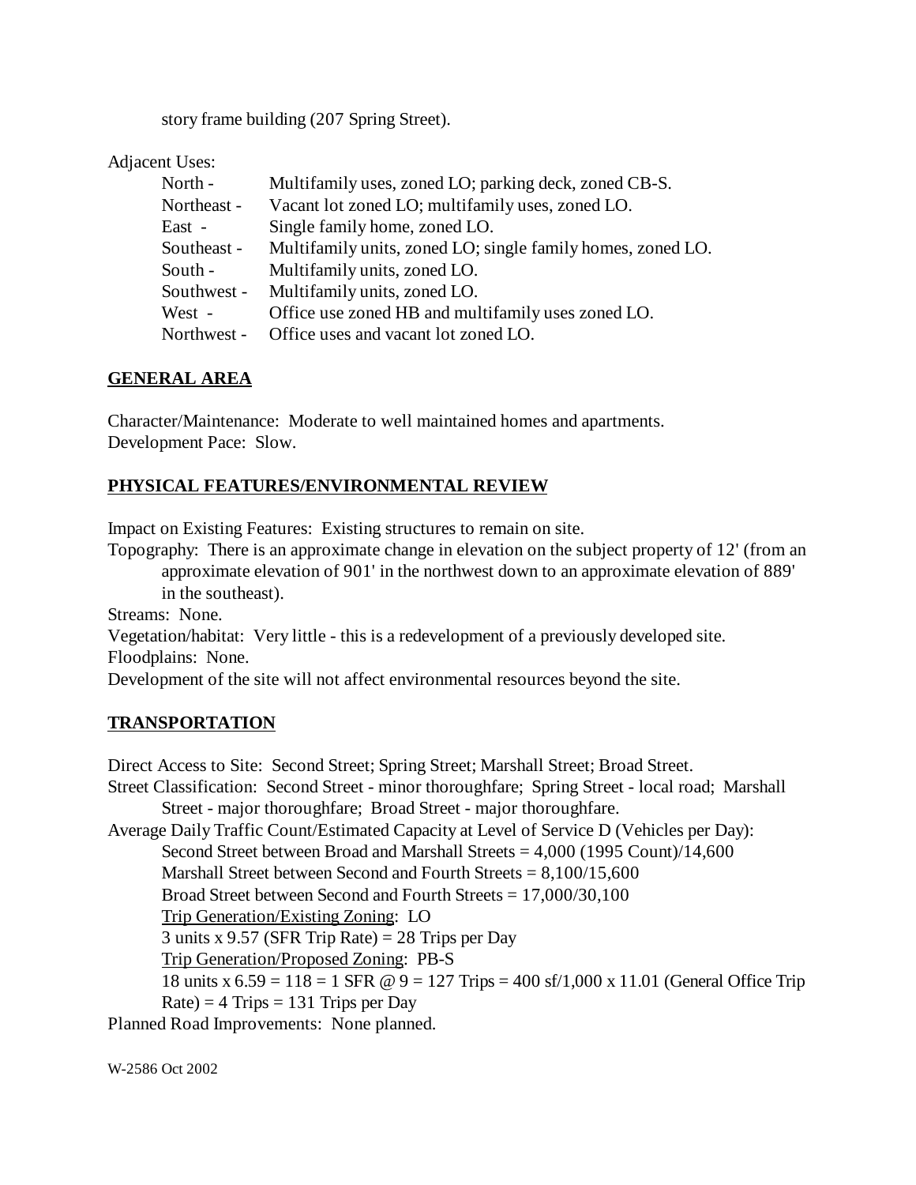story frame building (207 Spring Street).

Adjacent Uses:

| | |
|---|---|
| North - | Multifamily uses, zoned LO; parking deck, zoned CB-S. |
| Northeast - | Vacant lot zoned LO; multifamily uses, zoned LO. |
| East - | Single family home, zoned LO. |
| Southeast - | Multifamily units, zoned LO; single family homes, zoned LO. |
| South - | Multifamily units, zoned LO. |
| Southwest - | Multifamily units, zoned LO. |
| West - | Office use zoned HB and multifamily uses zoned LO. |
| Northwest - | Office uses and vacant lot zoned LO. |

## GENERAL AREA

Character/Maintenance: Moderate to well maintained homes and apartments.
Development Pace: Slow.

## PHYSICAL FEATURES/ENVIRONMENTAL REVIEW

Impact on Existing Features: Existing structures to remain on site.
Topography: There is an approximate change in elevation on the subject property of 12' (from an approximate elevation of 901' in the northwest down to an approximate elevation of 889' in the southeast).
Streams: None.
Vegetation/habitat: Very little - this is a redevelopment of a previously developed site.
Floodplains: None.
Development of the site will not affect environmental resources beyond the site.

## TRANSPORTATION

Direct Access to Site: Second Street; Spring Street; Marshall Street; Broad Street.
Street Classification: Second Street - minor thoroughfare; Spring Street - local road; Marshall Street - major thoroughfare; Broad Street - major thoroughfare.
Average Daily Traffic Count/Estimated Capacity at Level of Service D (Vehicles per Day):

Second Street between Broad and Marshall Streets = 4,000 (1995 Count)/14,600
Marshall Street between Second and Fourth Streets = 8,100/15,600
Broad Street between Second and Fourth Streets = 17,000/30,100
Trip Generation/Existing Zoning: LO
3 units x 9.57 (SFR Trip Rate) = 28 Trips per Day
Trip Generation/Proposed Zoning: PB-S
18 units x 6.59 = 118 = 1 SFR @ 9 = 127 Trips = 400 sf/1,000 x 11.01 (General Office Trip Rate) = 4 Trips = 131 Trips per Day

Planned Road Improvements: None planned.

W-2586 Oct 2002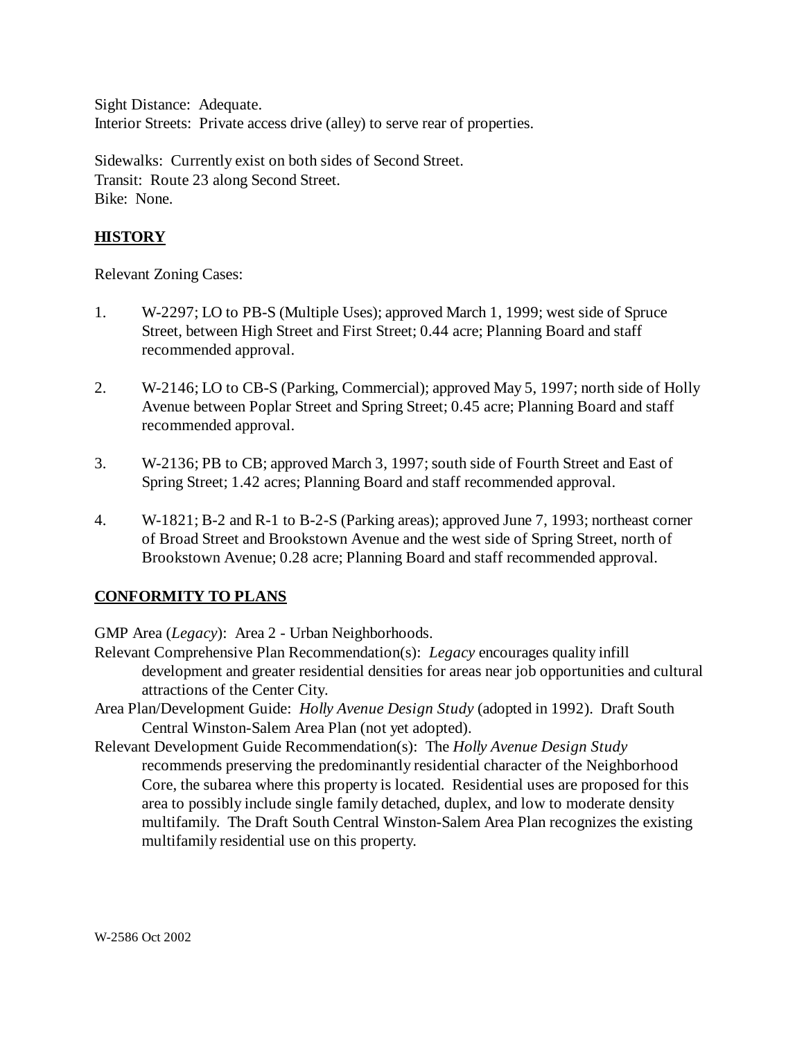Sight Distance: Adequate.
Interior Streets: Private access drive (alley) to serve rear of properties.

Sidewalks: Currently exist on both sides of Second Street.
Transit: Route 23 along Second Street.
Bike: None.

## HISTORY

Relevant Zoning Cases:

1. W-2297; LO to PB-S (Multiple Uses); approved March 1, 1999; west side of Spruce Street, between High Street and First Street; 0.44 acre; Planning Board and staff recommended approval.

2. W-2146; LO to CB-S (Parking, Commercial); approved May 5, 1997; north side of Holly Avenue between Poplar Street and Spring Street; 0.45 acre; Planning Board and staff recommended approval.

3. W-2136; PB to CB; approved March 3, 1997; south side of Fourth Street and East of Spring Street; 1.42 acres; Planning Board and staff recommended approval.

4. W-1821; B-2 and R-1 to B-2-S (Parking areas); approved June 7, 1993; northeast corner of Broad Street and Brookstown Avenue and the west side of Spring Street, north of Brookstown Avenue; 0.28 acre; Planning Board and staff recommended approval.

## CONFORMITY TO PLANS

GMP Area (*Legacy*): Area 2 - Urban Neighborhoods.

Relevant Comprehensive Plan Recommendation(s): *Legacy* encourages quality infill development and greater residential densities for areas near job opportunities and cultural attractions of the Center City.

Area Plan/Development Guide: *Holly Avenue Design Study* (adopted in 1992). Draft South Central Winston-Salem Area Plan (not yet adopted).

Relevant Development Guide Recommendation(s): The *Holly Avenue Design Study* recommends preserving the predominantly residential character of the Neighborhood Core, the subarea where this property is located. Residential uses are proposed for this area to possibly include single family detached, duplex, and low to moderate density multifamily. The Draft South Central Winston-Salem Area Plan recognizes the existing multifamily residential use on this property.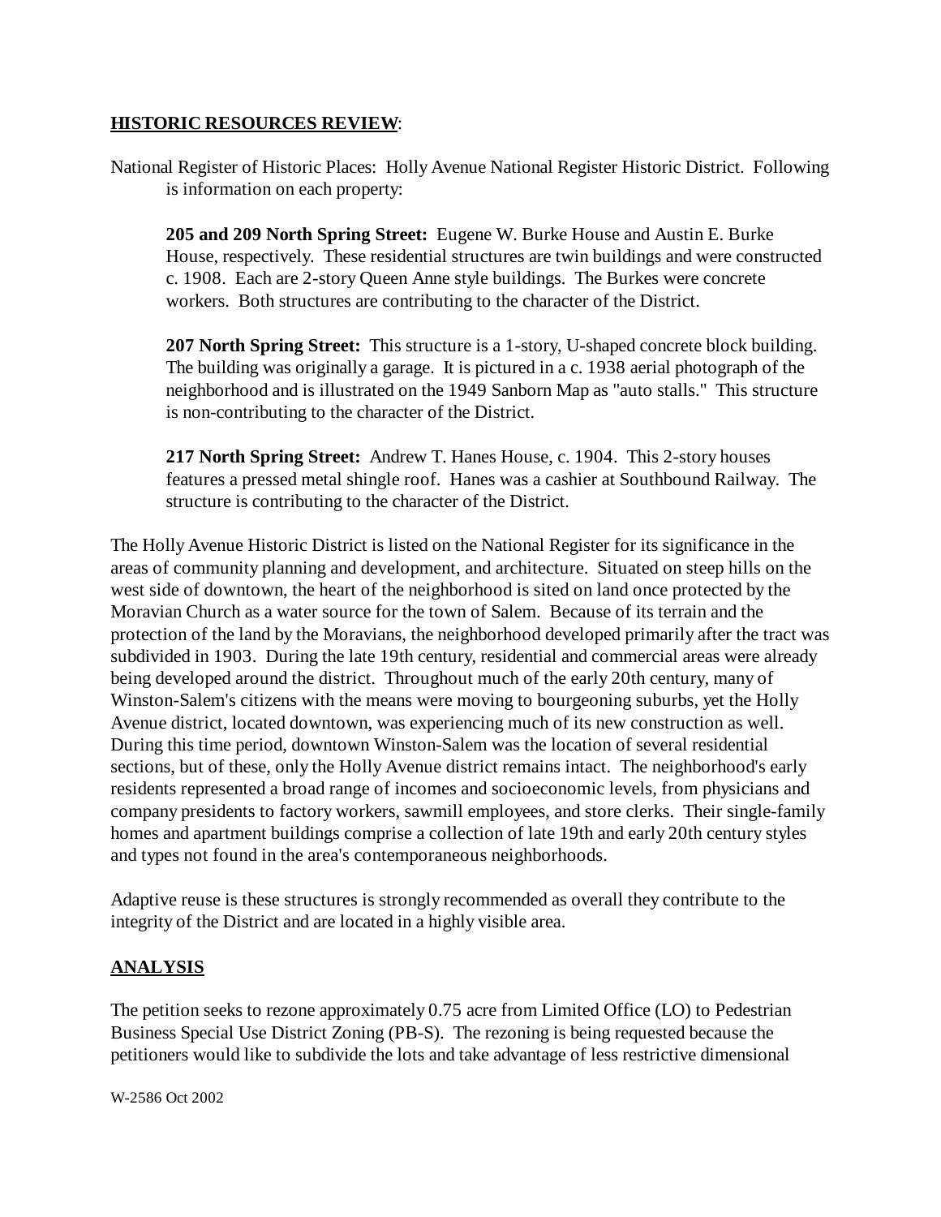## HISTORIC RESOURCES REVIEW:

National Register of Historic Places: Holly Avenue National Register Historic District. Following is information on each property:

**205 and 209 North Spring Street:** Eugene W. Burke House and Austin E. Burke House, respectively. These residential structures are twin buildings and were constructed c. 1908. Each are 2-story Queen Anne style buildings. The Burkes were concrete workers. Both structures are contributing to the character of the District.

**207 North Spring Street:** This structure is a 1-story, U-shaped concrete block building. The building was originally a garage. It is pictured in a c. 1938 aerial photograph of the neighborhood and is illustrated on the 1949 Sanborn Map as "auto stalls." This structure is non-contributing to the character of the District.

**217 North Spring Street:** Andrew T. Hanes House, c. 1904. This 2-story houses features a pressed metal shingle roof. Hanes was a cashier at Southbound Railway. The structure is contributing to the character of the District.

The Holly Avenue Historic District is listed on the National Register for its significance in the areas of community planning and development, and architecture. Situated on steep hills on the west side of downtown, the heart of the neighborhood is sited on land once protected by the Moravian Church as a water source for the town of Salem. Because of its terrain and the protection of the land by the Moravians, the neighborhood developed primarily after the tract was subdivided in 1903. During the late 19th century, residential and commercial areas were already being developed around the district. Throughout much of the early 20th century, many of Winston-Salem's citizens with the means were moving to bourgeoning suburbs, yet the Holly Avenue district, located downtown, was experiencing much of its new construction as well. During this time period, downtown Winston-Salem was the location of several residential sections, but of these, only the Holly Avenue district remains intact. The neighborhood's early residents represented a broad range of incomes and socioeconomic levels, from physicians and company presidents to factory workers, sawmill employees, and store clerks. Their single-family homes and apartment buildings comprise a collection of late 19th and early 20th century styles and types not found in the area's contemporaneous neighborhoods.

Adaptive reuse is these structures is strongly recommended as overall they contribute to the integrity of the District and are located in a highly visible area.

## ANALYSIS

The petition seeks to rezone approximately 0.75 acre from Limited Office (LO) to Pedestrian Business Special Use District Zoning (PB-S). The rezoning is being requested because the petitioners would like to subdivide the lots and take advantage of less restrictive dimensional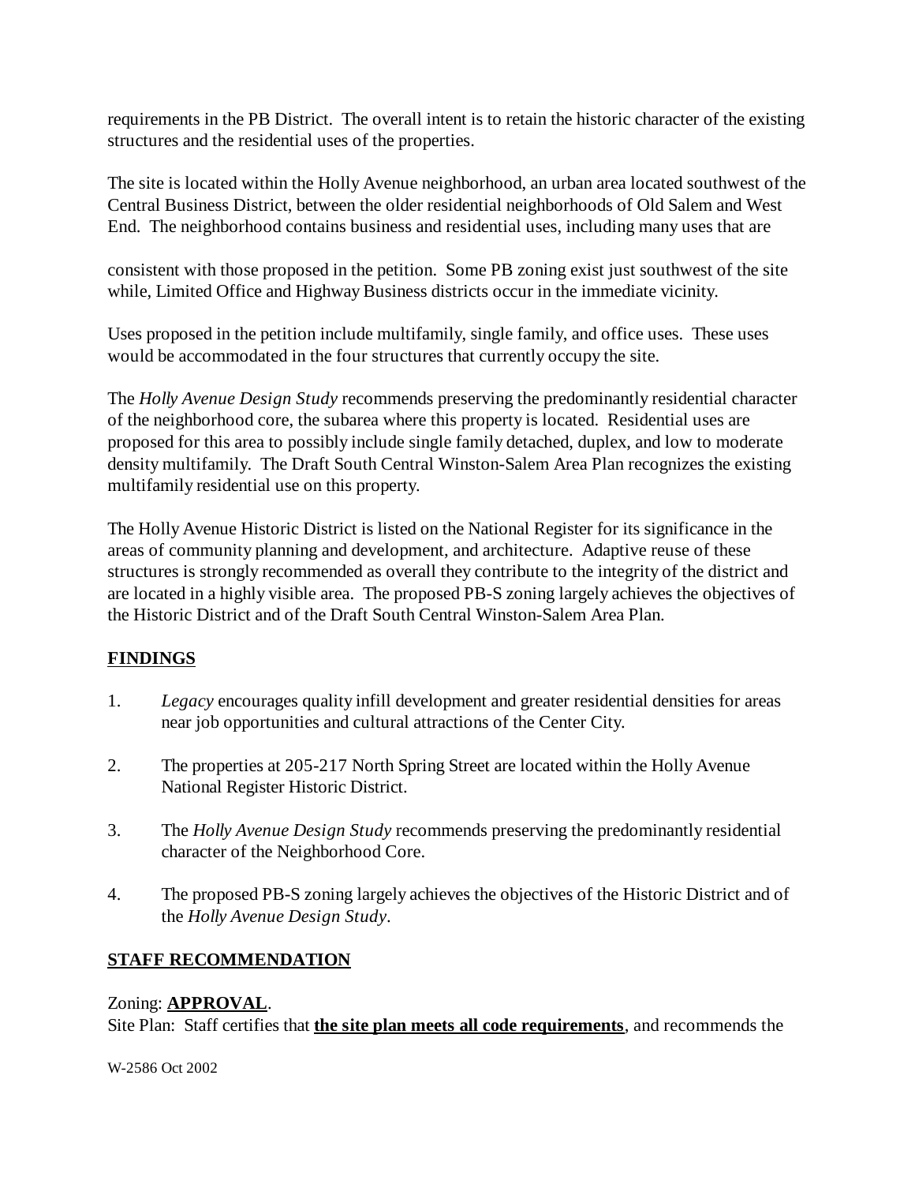requirements in the PB District. The overall intent is to retain the historic character of the existing structures and the residential uses of the properties.

The site is located within the Holly Avenue neighborhood, an urban area located southwest of the Central Business District, between the older residential neighborhoods of Old Salem and West End. The neighborhood contains business and residential uses, including many uses that are consistent with those proposed in the petition. Some PB zoning exist just southwest of the site while, Limited Office and Highway Business districts occur in the immediate vicinity.

Uses proposed in the petition include multifamily, single family, and office uses. These uses would be accommodated in the four structures that currently occupy the site.

The *Holly Avenue Design Study* recommends preserving the predominantly residential character of the neighborhood core, the subarea where this property is located. Residential uses are proposed for this area to possibly include single family detached, duplex, and low to moderate density multifamily. The Draft South Central Winston-Salem Area Plan recognizes the existing multifamily residential use on this property.

The Holly Avenue Historic District is listed on the National Register for its significance in the areas of community planning and development, and architecture. Adaptive reuse of these structures is strongly recommended as overall they contribute to the integrity of the district and are located in a highly visible area. The proposed PB-S zoning largely achieves the objectives of the Historic District and of the Draft South Central Winston-Salem Area Plan.

## FINDINGS

1. *Legacy* encourages quality infill development and greater residential densities for areas near job opportunities and cultural attractions of the Center City.

2. The properties at 205-217 North Spring Street are located within the Holly Avenue National Register Historic District.

3. The *Holly Avenue Design Study* recommends preserving the predominantly residential character of the Neighborhood Core.

4. The proposed PB-S zoning largely achieves the objectives of the Historic District and of the *Holly Avenue Design Study*.

## STAFF RECOMMENDATION

Zoning: **APPROVAL**.
Site Plan: Staff certifies that **the site plan meets all code requirements**, and recommends the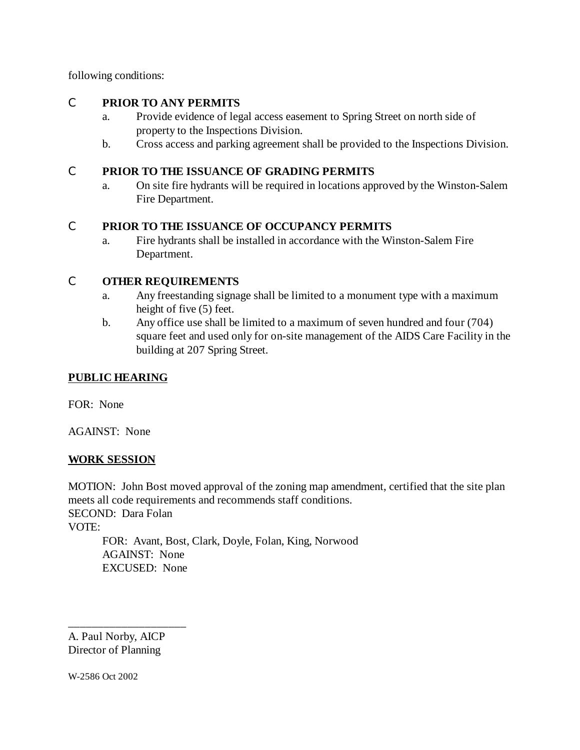following conditions:

- **PRIOR TO ANY PERMITS**
  - a. Provide evidence of legal access easement to Spring Street on north side of property to the Inspections Division.
  - b. Cross access and parking agreement shall be provided to the Inspections Division.

- **PRIOR TO THE ISSUANCE OF GRADING PERMITS**
  - a. On site fire hydrants will be required in locations approved by the Winston-Salem Fire Department.

- **PRIOR TO THE ISSUANCE OF OCCUPANCY PERMITS**
  - a. Fire hydrants shall be installed in accordance with the Winston-Salem Fire Department.

- **OTHER REQUIREMENTS**
  - a. Any freestanding signage shall be limited to a monument type with a maximum height of five (5) feet.
  - b. Any office use shall be limited to a maximum of seven hundred and four (704) square feet and used only for on-site management of the AIDS Care Facility in the building at 207 Spring Street.

**PUBLIC HEARING**

FOR: None

AGAINST: None

**WORK SESSION**

MOTION: John Bost moved approval of the zoning map amendment, certified that the site plan meets all code requirements and recommends staff conditions.
SECOND: Dara Folan
VOTE:

FOR: Avant, Bost, Clark, Doyle, Folan, King, Norwood
AGAINST: None
EXCUSED: None

\_\_\_\_\_\_\_\_\_\_\_\_\_\_\_\_\_\_\_\_\_\_

A. Paul Norby, AICP
Director of Planning

W-2586 Oct 2002